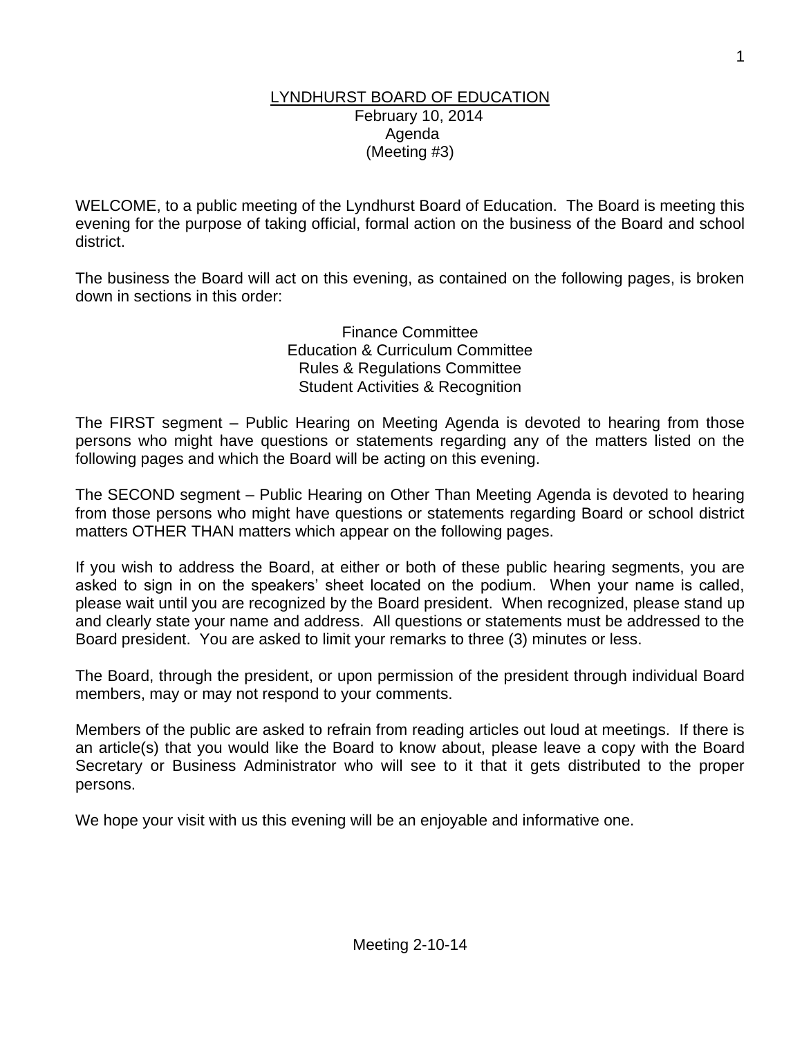# LYNDHURST BOARD OF EDUCATION

February 10, 2014
Agenda
(Meeting #3)

WELCOME, to a public meeting of the Lyndhurst Board of Education. The Board is meeting this evening for the purpose of taking official, formal action on the business of the Board and school district.

The business the Board will act on this evening, as contained on the following pages, is broken down in sections in this order:

Finance Committee
Education & Curriculum Committee
Rules & Regulations Committee
Student Activities & Recognition

The FIRST segment – Public Hearing on Meeting Agenda is devoted to hearing from those persons who might have questions or statements regarding any of the matters listed on the following pages and which the Board will be acting on this evening.

The SECOND segment – Public Hearing on Other Than Meeting Agenda is devoted to hearing from those persons who might have questions or statements regarding Board or school district matters OTHER THAN matters which appear on the following pages.

If you wish to address the Board, at either or both of these public hearing segments, you are asked to sign in on the speakers' sheet located on the podium. When your name is called, please wait until you are recognized by the Board president. When recognized, please stand up and clearly state your name and address. All questions or statements must be addressed to the Board president. You are asked to limit your remarks to three (3) minutes or less.

The Board, through the president, or upon permission of the president through individual Board members, may or may not respond to your comments.

Members of the public are asked to refrain from reading articles out loud at meetings. If there is an article(s) that you would like the Board to know about, please leave a copy with the Board Secretary or Business Administrator who will see to it that it gets distributed to the proper persons.

We hope your visit with us this evening will be an enjoyable and informative one.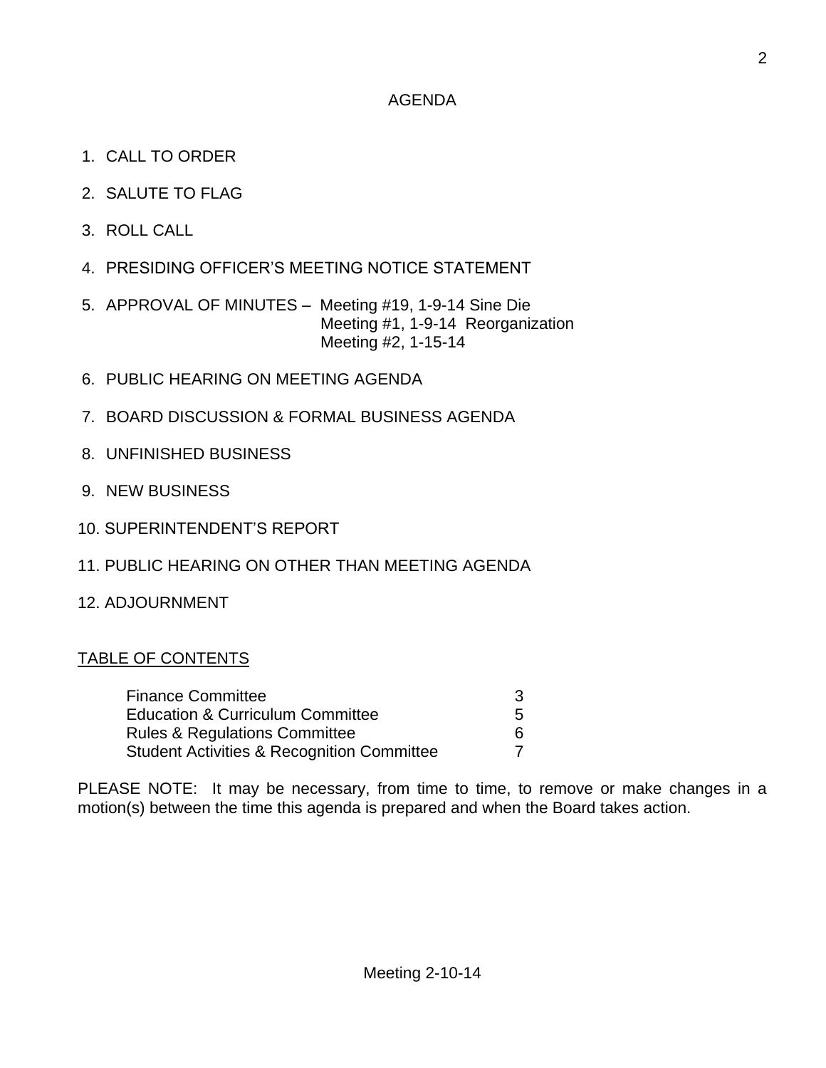# AGENDA

1. CALL TO ORDER
2. SALUTE TO FLAG
3. ROLL CALL
4. PRESIDING OFFICER'S MEETING NOTICE STATEMENT
5. APPROVAL OF MINUTES – Meeting #19, 1-9-14 Sine Die
   Meeting #1, 1-9-14 Reorganization
   Meeting #2, 1-15-14
6. PUBLIC HEARING ON MEETING AGENDA
7. BOARD DISCUSSION & FORMAL BUSINESS AGENDA
8. UNFINISHED BUSINESS
9. NEW BUSINESS
10. SUPERINTENDENT'S REPORT
11. PUBLIC HEARING ON OTHER THAN MEETING AGENDA
12. ADJOURNMENT

## TABLE OF CONTENTS

| | |
|---|---|
| Finance Committee | 3 |
| Education & Curriculum Committee | 5 |
| Rules & Regulations Committee | 6 |
| Student Activities & Recognition Committee | 7 |

PLEASE NOTE: It may be necessary, from time to time, to remove or make changes in a motion(s) between the time this agenda is prepared and when the Board takes action.

Meeting 2-10-14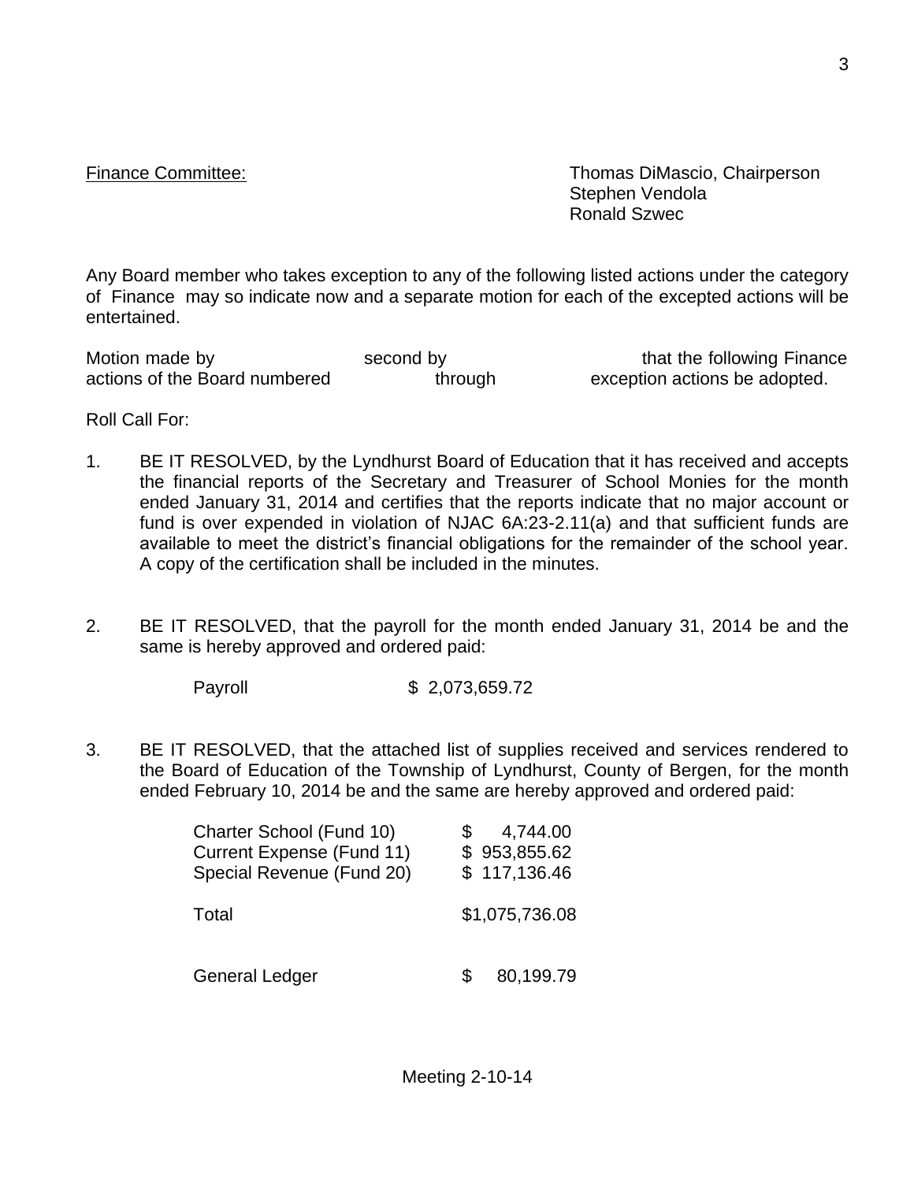<u>Finance Committee:</u>

Thomas DiMascio, Chairperson
Stephen Vendola
Ronald Szwec

Any Board member who takes exception to any of the following listed actions under the category of Finance may so indicate now and a separate motion for each of the excepted actions will be entertained.

Motion made by second by that the following Finance actions of the Board numbered through exception actions be adopted.

Roll Call For:

1. BE IT RESOLVED, by the Lyndhurst Board of Education that it has received and accepts the financial reports of the Secretary and Treasurer of School Monies for the month ended January 31, 2014 and certifies that the reports indicate that no major account or fund is over expended in violation of NJAC 6A:23-2.11(a) and that sufficient funds are available to meet the district's financial obligations for the remainder of the school year. A copy of the certification shall be included in the minutes.

2. BE IT RESOLVED, that the payroll for the month ended January 31, 2014 be and the same is hereby approved and ordered paid:

   Payroll $ 2,073,659.72

3. BE IT RESOLVED, that the attached list of supplies received and services rendered to the Board of Education of the Township of Lyndhurst, County of Bergen, for the month ended February 10, 2014 be and the same are hereby approved and ordered paid:

| | |
|---|---|
| Charter School (Fund 10) | $ 4,744.00 |
| Current Expense (Fund 11) | $ 953,855.62 |
| Special Revenue (Fund 20) | $ 117,136.46 |
| Total | $1,075,736.08 |
| General Ledger | $ 80,199.79 |

Meeting 2-10-14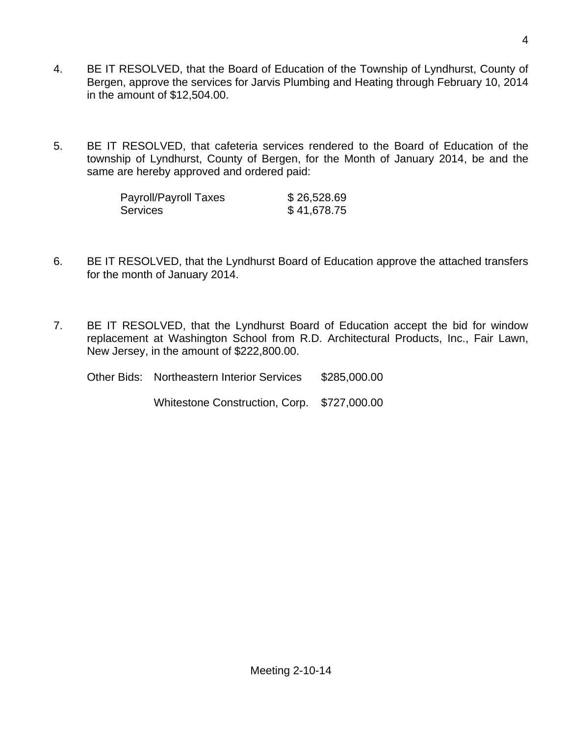4. BE IT RESOLVED, that the Board of Education of the Township of Lyndhurst, County of Bergen, approve the services for Jarvis Plumbing and Heating through February 10, 2014 in the amount of $12,504.00.

5. BE IT RESOLVED, that cafeteria services rendered to the Board of Education of the township of Lyndhurst, County of Bergen, for the Month of January 2014, be and the same are hereby approved and ordered paid:

| | |
|---|---|
| Payroll/Payroll Taxes | $ 26,528.69 |
| Services | $ 41,678.75 |

6. BE IT RESOLVED, that the Lyndhurst Board of Education approve the attached transfers for the month of January 2014.

7. BE IT RESOLVED, that the Lyndhurst Board of Education accept the bid for window replacement at Washington School from R.D. Architectural Products, Inc., Fair Lawn, New Jersey, in the amount of $222,800.00.

| | | |
|---|---|---|
| Other Bids: | Northeastern Interior Services | $285,000.00 |
| | Whitestone Construction, Corp. | $727,000.00 |

Meeting 2-10-14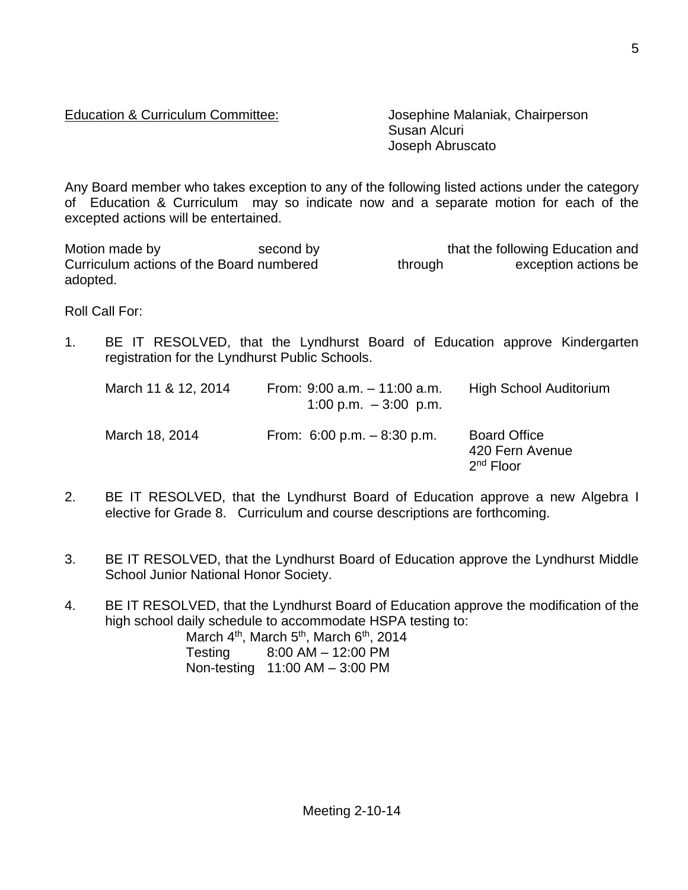Education & Curriculum Committee: Josephine Malaniak, Chairperson
Susan Alcuri
Joseph Abruscato

Any Board member who takes exception to any of the following listed actions under the category of Education & Curriculum may so indicate now and a separate motion for each of the excepted actions will be entertained.

Motion made by second by that the following Education and Curriculum actions of the Board numbered through exception actions be adopted.

Roll Call For:

1. BE IT RESOLVED, that the Lyndhurst Board of Education approve Kindergarten registration for the Lyndhurst Public Schools.

| | | |
|---|---|---|
| March 11 & 12, 2014 | From: 9:00 a.m. – 11:00 a.m.<br>1:00 p.m. – 3:00 p.m. | High School Auditorium |
| March 18, 2014 | From: 6:00 p.m. – 8:30 p.m. | Board Office<br>420 Fern Avenue<br>2nd Floor |

2. BE IT RESOLVED, that the Lyndhurst Board of Education approve a new Algebra I elective for Grade 8. Curriculum and course descriptions are forthcoming.

3. BE IT RESOLVED, that the Lyndhurst Board of Education approve the Lyndhurst Middle School Junior National Honor Society.

4. BE IT RESOLVED, that the Lyndhurst Board of Education approve the modification of the high school daily schedule to accommodate HSPA testing to:

   March 4th, March 5th, March 6th, 2014
   Testing 8:00 AM – 12:00 PM
   Non-testing 11:00 AM – 3:00 PM

Meeting 2-10-14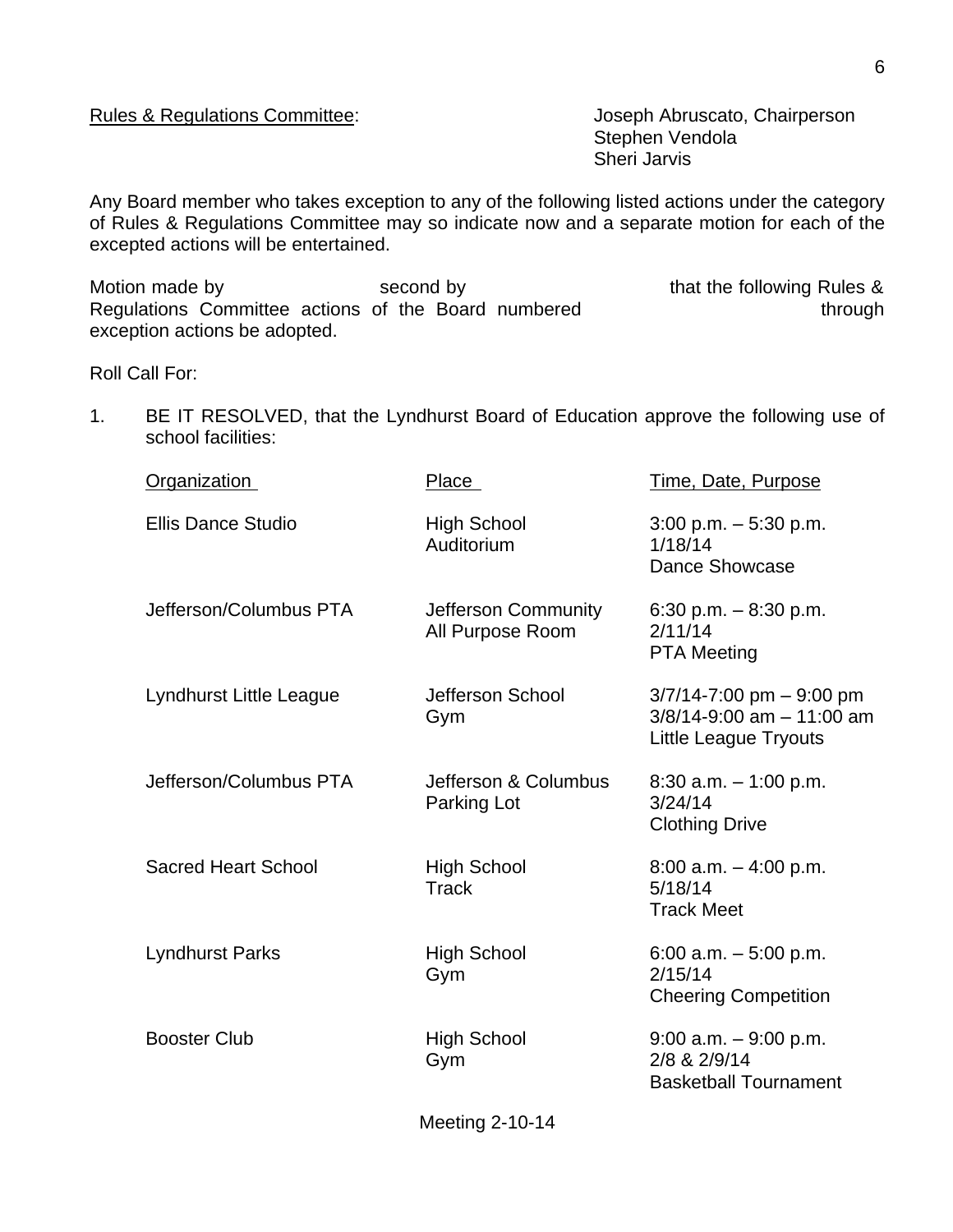Rules & Regulations Committee: Joseph Abruscato, Chairperson
Stephen Vendola
Sheri Jarvis

Any Board member who takes exception to any of the following listed actions under the category of Rules & Regulations Committee may so indicate now and a separate motion for each of the excepted actions will be entertained.

Motion made by                    second by                    that the following Rules & Regulations Committee actions of the Board numbered                    through exception actions be adopted.

Roll Call For:

1. BE IT RESOLVED, that the Lyndhurst Board of Education approve the following use of school facilities:

| Organization | Place | Time, Date, Purpose |
|---|---|---|
| Ellis Dance Studio | High School Auditorium | 3:00 p.m. – 5:30 p.m. 1/18/14 Dance Showcase |
| Jefferson/Columbus PTA | Jefferson Community All Purpose Room | 6:30 p.m. – 8:30 p.m. 2/11/14 PTA Meeting |
| Lyndhurst Little League | Jefferson School Gym | 3/7/14-7:00 pm – 9:00 pm 3/8/14-9:00 am – 11:00 am Little League Tryouts |
| Jefferson/Columbus PTA | Jefferson & Columbus Parking Lot | 8:30 a.m. – 1:00 p.m. 3/24/14 Clothing Drive |
| Sacred Heart School | High School Track | 8:00 a.m. – 4:00 p.m. 5/18/14 Track Meet |
| Lyndhurst Parks | High School Gym | 6:00 a.m. – 5:00 p.m. 2/15/14 Cheering Competition |
| Booster Club | High School Gym | 9:00 a.m. – 9:00 p.m. 2/8 & 2/9/14 Basketball Tournament |

Meeting 2-10-14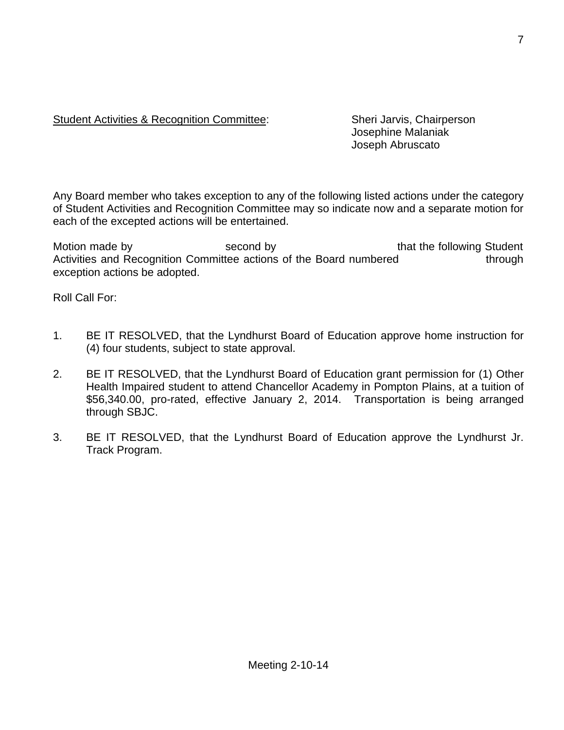<u>Student Activities & Recognition Committee</u>: Sheri Jarvis, Chairperson
Josephine Malaniak
Joseph Abruscato

Any Board member who takes exception to any of the following listed actions under the category of Student Activities and Recognition Committee may so indicate now and a separate motion for each of the excepted actions will be entertained.

Motion made by second by that the following Student Activities and Recognition Committee actions of the Board numbered through exception actions be adopted.

Roll Call For:

1. BE IT RESOLVED, that the Lyndhurst Board of Education approve home instruction for (4) four students, subject to state approval.

2. BE IT RESOLVED, that the Lyndhurst Board of Education grant permission for (1) Other Health Impaired student to attend Chancellor Academy in Pompton Plains, at a tuition of $56,340.00, pro-rated, effective January 2, 2014. Transportation is being arranged through SBJC.

3. BE IT RESOLVED, that the Lyndhurst Board of Education approve the Lyndhurst Jr. Track Program.

Meeting 2-10-14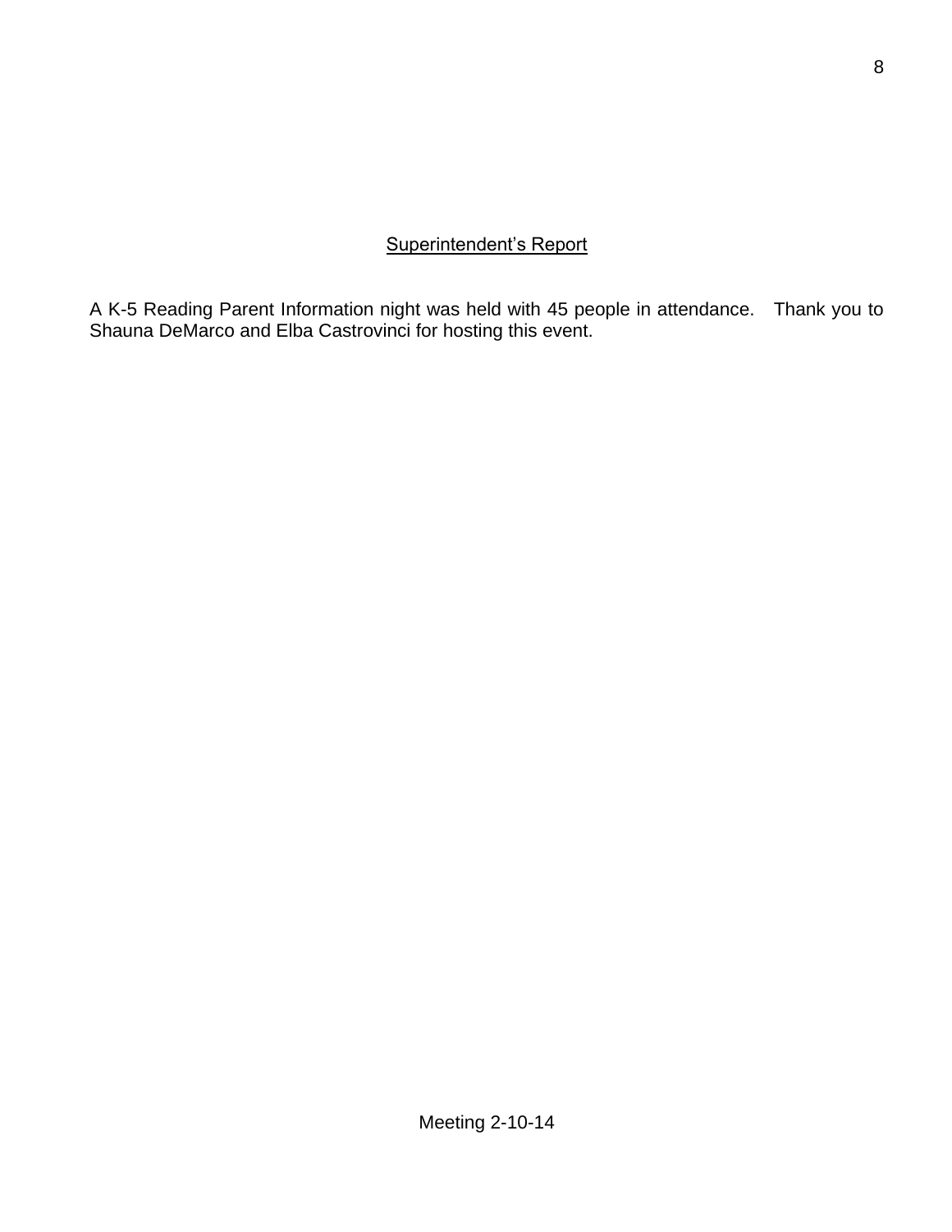## Superintendent's Report

A K-5 Reading Parent Information night was held with 45 people in attendance. Thank you to Shauna DeMarco and Elba Castrovinci for hosting this event.